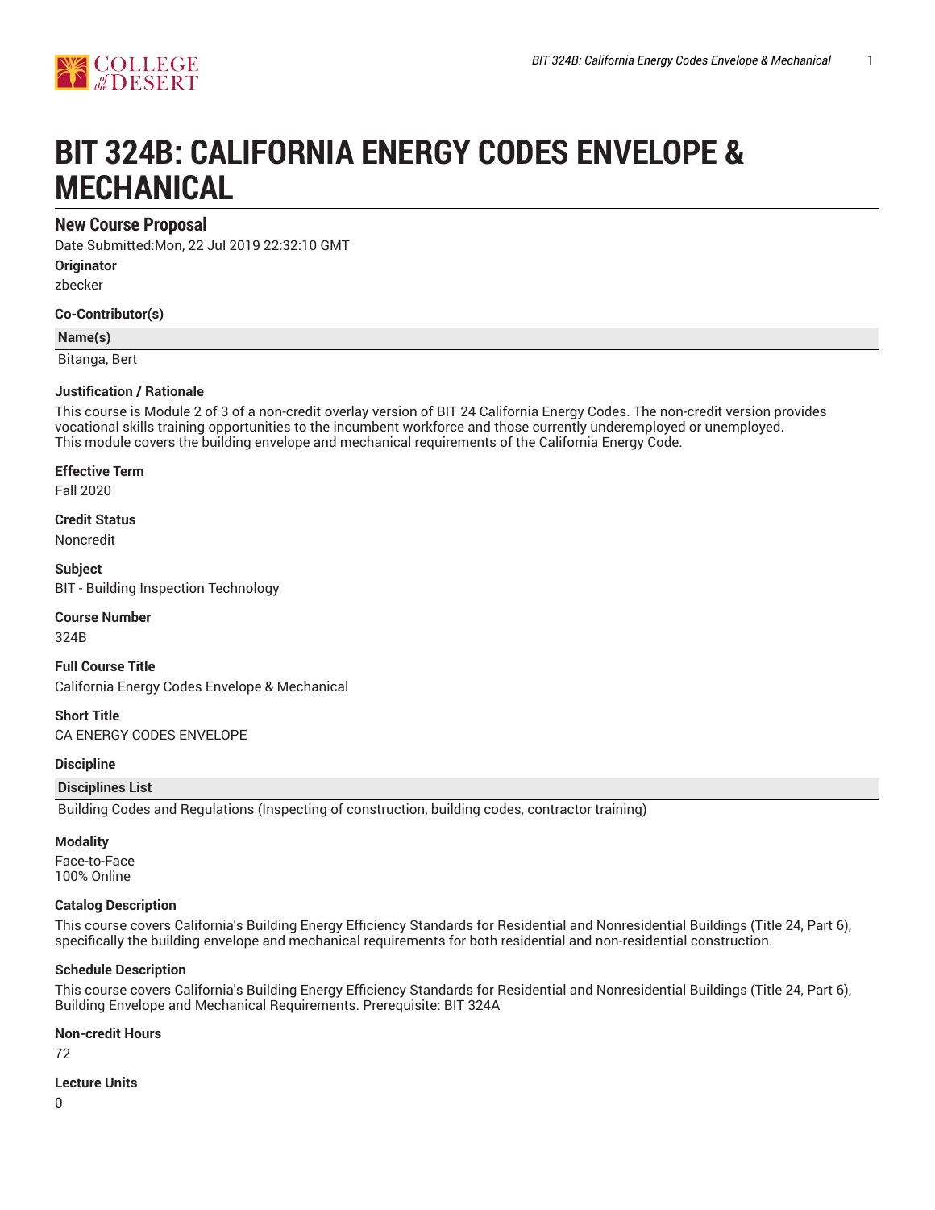# BIT 324B: CALIFORNIA ENERGY CODES ENVELOPE & MECHANICAL

## New Course Proposal

Date Submitted:Mon, 22 Jul 2019 22:32:10 GMT

**Originator**

zbecker

**Co-Contributor(s)**

| Name(s) |
| --- |
| Bitanga, Bert |

**Justification / Rationale**

This course is Module 2 of 3 of a non-credit overlay version of BIT 24 California Energy Codes. The non-credit version provides vocational skills training opportunities to the incumbent workforce and those currently underemployed or unemployed.
This module covers the building envelope and mechanical requirements of the California Energy Code.

**Effective Term**

Fall 2020

**Credit Status**

Noncredit

**Subject**

BIT - Building Inspection Technology

**Course Number**

324B

**Full Course Title**

California Energy Codes Envelope & Mechanical

**Short Title**

CA ENERGY CODES ENVELOPE

**Discipline**

| Disciplines List |
| --- |
| Building Codes and Regulations (Inspecting of construction, building codes, contractor training) |

**Modality**

Face-to-Face
100% Online

**Catalog Description**

This course covers California's Building Energy Efficiency Standards for Residential and Nonresidential Buildings (Title 24, Part 6), specifically the building envelope and mechanical requirements for both residential and non-residential construction.

**Schedule Description**

This course covers California's Building Energy Efficiency Standards for Residential and Nonresidential Buildings (Title 24, Part 6), Building Envelope and Mechanical Requirements. Prerequisite: BIT 324A

**Non-credit Hours**

72

**Lecture Units**

0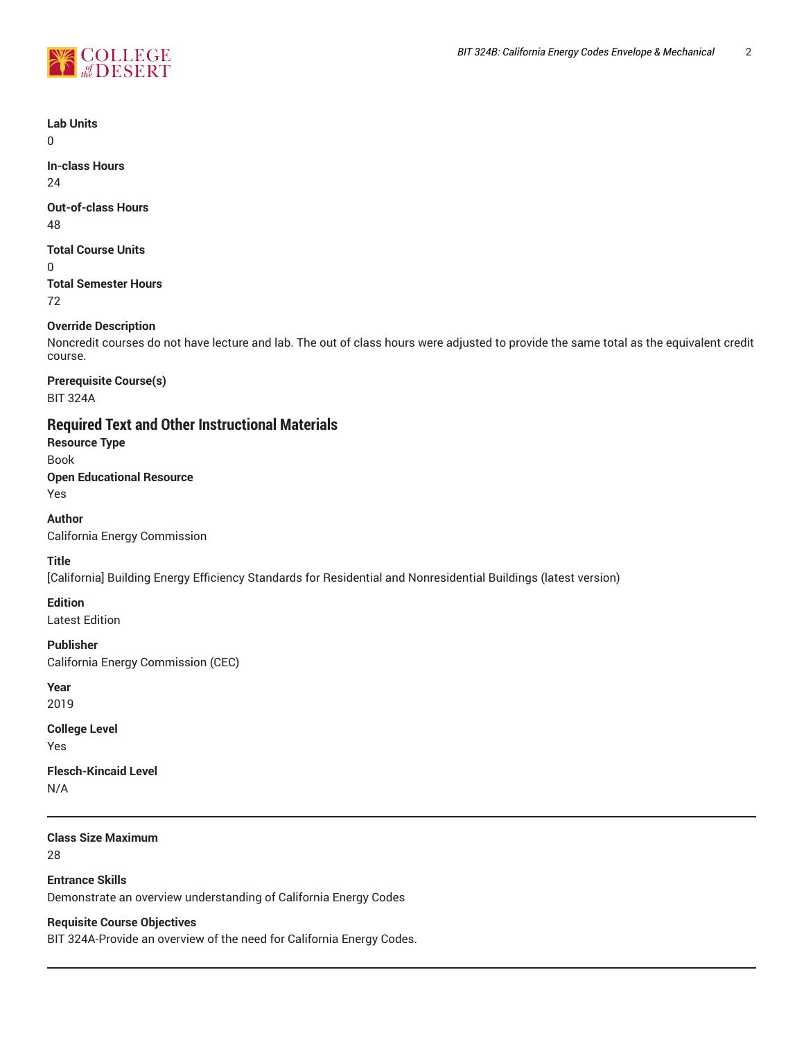**Lab Units**
0

**In-class Hours**
24

**Out-of-class Hours**
48

**Total Course Units**
0

**Total Semester Hours**
72

**Override Description**
Noncredit courses do not have lecture and lab. The out of class hours were adjusted to provide the same total as the equivalent credit course.

**Prerequisite Course(s)**
BIT 324A

## Required Text and Other Instructional Materials

**Resource Type**
Book

**Open Educational Resource**
Yes

**Author**
California Energy Commission

**Title**
[California] Building Energy Efficiency Standards for Residential and Nonresidential Buildings (latest version)

**Edition**
Latest Edition

**Publisher**
California Energy Commission (CEC)

**Year**
2019

**College Level**
Yes

**Flesch-Kincaid Level**
N/A

---

**Class Size Maximum**
28

**Entrance Skills**
Demonstrate an overview understanding of California Energy Codes

**Requisite Course Objectives**
BIT 324A-Provide an overview of the need for California Energy Codes.

---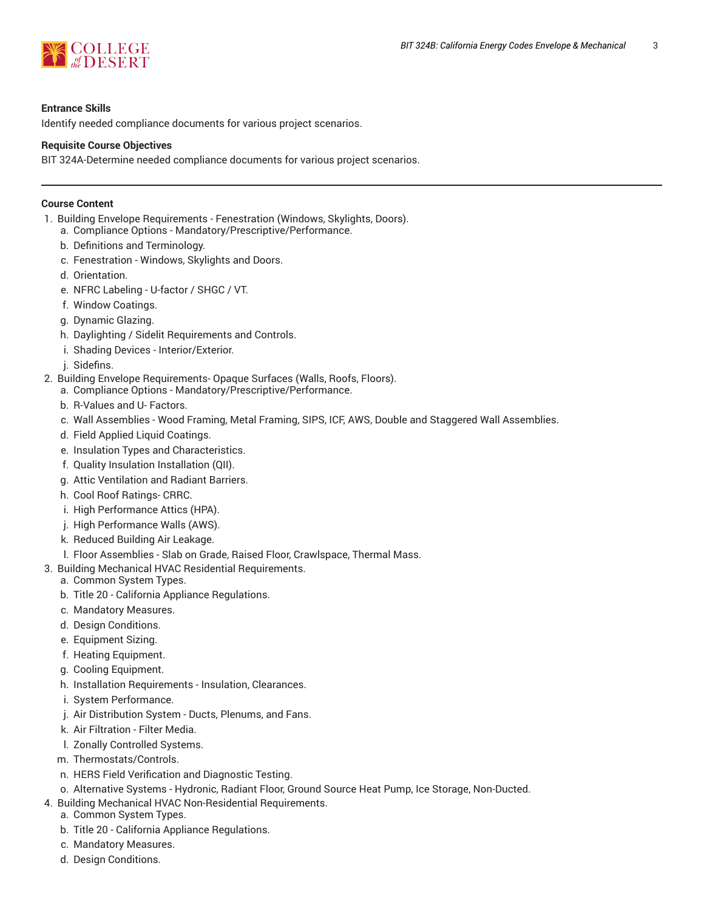**Entrance Skills**

Identify needed compliance documents for various project scenarios.

**Requisite Course Objectives**

BIT 324A-Determine needed compliance documents for various project scenarios.

---

**Course Content**

1. Building Envelope Requirements - Fenestration (Windows, Skylights, Doors).
   a. Compliance Options - Mandatory/Prescriptive/Performance.
   b. Definitions and Terminology.
   c. Fenestration - Windows, Skylights and Doors.
   d. Orientation.
   e. NFRC Labeling - U-factor / SHGC / VT.
   f. Window Coatings.
   g. Dynamic Glazing.
   h. Daylighting / Sidelit Requirements and Controls.
   i. Shading Devices - Interior/Exterior.
   j. Sidefins.
2. Building Envelope Requirements- Opaque Surfaces (Walls, Roofs, Floors).
   a. Compliance Options - Mandatory/Prescriptive/Performance.
   b. R-Values and U- Factors.
   c. Wall Assemblies - Wood Framing, Metal Framing, SIPS, ICF, AWS, Double and Staggered Wall Assemblies.
   d. Field Applied Liquid Coatings.
   e. Insulation Types and Characteristics.
   f. Quality Insulation Installation (QII).
   g. Attic Ventilation and Radiant Barriers.
   h. Cool Roof Ratings- CRRC.
   i. High Performance Attics (HPA).
   j. High Performance Walls (AWS).
   k. Reduced Building Air Leakage.
   l. Floor Assemblies - Slab on Grade, Raised Floor, Crawlspace, Thermal Mass.
3. Building Mechanical HVAC Residential Requirements.
   a. Common System Types.
   b. Title 20 - California Appliance Regulations.
   c. Mandatory Measures.
   d. Design Conditions.
   e. Equipment Sizing.
   f. Heating Equipment.
   g. Cooling Equipment.
   h. Installation Requirements - Insulation, Clearances.
   i. System Performance.
   j. Air Distribution System - Ducts, Plenums, and Fans.
   k. Air Filtration - Filter Media.
   l. Zonally Controlled Systems.
   m. Thermostats/Controls.
   n. HERS Field Verification and Diagnostic Testing.
   o. Alternative Systems - Hydronic, Radiant Floor, Ground Source Heat Pump, Ice Storage, Non-Ducted.
4. Building Mechanical HVAC Non-Residential Requirements.
   a. Common System Types.
   b. Title 20 - California Appliance Regulations.
   c. Mandatory Measures.
   d. Design Conditions.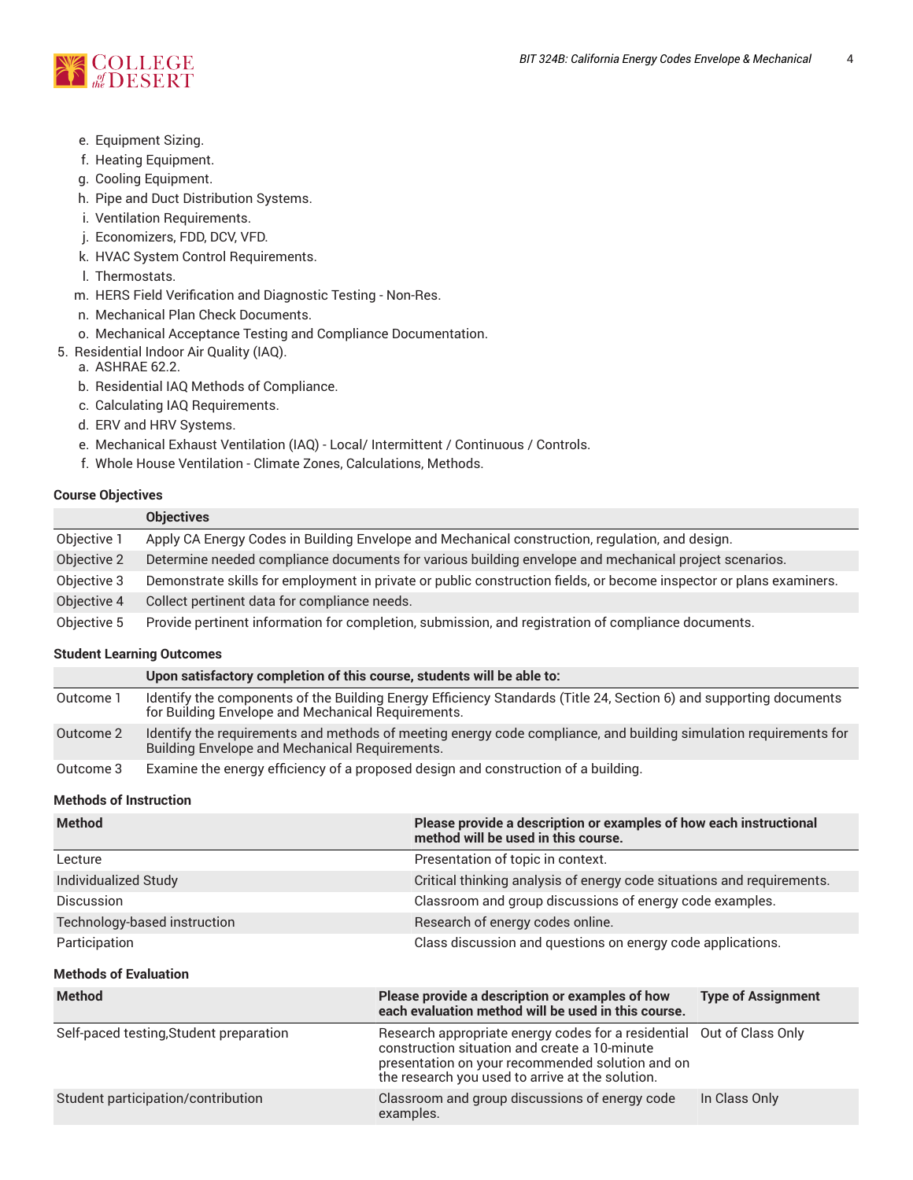e. Equipment Sizing.
   f. Heating Equipment.
   g. Cooling Equipment.
   h. Pipe and Duct Distribution Systems.
   i. Ventilation Requirements.
   j. Economizers, FDD, DCV, VFD.
   k. HVAC System Control Requirements.
   l. Thermostats.
   m. HERS Field Verification and Diagnostic Testing - Non-Res.
   n. Mechanical Plan Check Documents.
   o. Mechanical Acceptance Testing and Compliance Documentation.
5. Residential Indoor Air Quality (IAQ).
   a. ASHRAE 62.2.
   b. Residential IAQ Methods of Compliance.
   c. Calculating IAQ Requirements.
   d. ERV and HRV Systems.
   e. Mechanical Exhaust Ventilation (IAQ) - Local/ Intermittent / Continuous / Controls.
   f. Whole House Ventilation - Climate Zones, Calculations, Methods.

### Course Objectives

| | Objectives |
|---|---|
| Objective 1 | Apply CA Energy Codes in Building Envelope and Mechanical construction, regulation, and design. |
| Objective 2 | Determine needed compliance documents for various building envelope and mechanical project scenarios. |
| Objective 3 | Demonstrate skills for employment in private or public construction fields, or become inspector or plans examiners. |
| Objective 4 | Collect pertinent data for compliance needs. |
| Objective 5 | Provide pertinent information for completion, submission, and registration of compliance documents. |

### Student Learning Outcomes

| | Upon satisfactory completion of this course, students will be able to: |
|---|---|
| Outcome 1 | Identify the components of the Building Energy Efficiency Standards (Title 24, Section 6) and supporting documents for Building Envelope and Mechanical Requirements. |
| Outcome 2 | Identify the requirements and methods of meeting energy code compliance, and building simulation requirements for Building Envelope and Mechanical Requirements. |
| Outcome 3 | Examine the energy efficiency of a proposed design and construction of a building. |

### Methods of Instruction

| Method | Please provide a description or examples of how each instructional method will be used in this course. |
|---|---|
| Lecture | Presentation of topic in context. |
| Individualized Study | Critical thinking analysis of energy code situations and requirements. |
| Discussion | Classroom and group discussions of energy code examples. |
| Technology-based instruction | Research of energy codes online. |
| Participation | Class discussion and questions on energy code applications. |

### Methods of Evaluation

| Method | Please provide a description or examples of how each evaluation method will be used in this course. | Type of Assignment |
|---|---|---|
| Self-paced testing,Student preparation | Research appropriate energy codes for a residential construction situation and create a 10-minute presentation on your recommended solution and on the research you used to arrive at the solution. | Out of Class Only |
| Student participation/contribution | Classroom and group discussions of energy code examples. | In Class Only |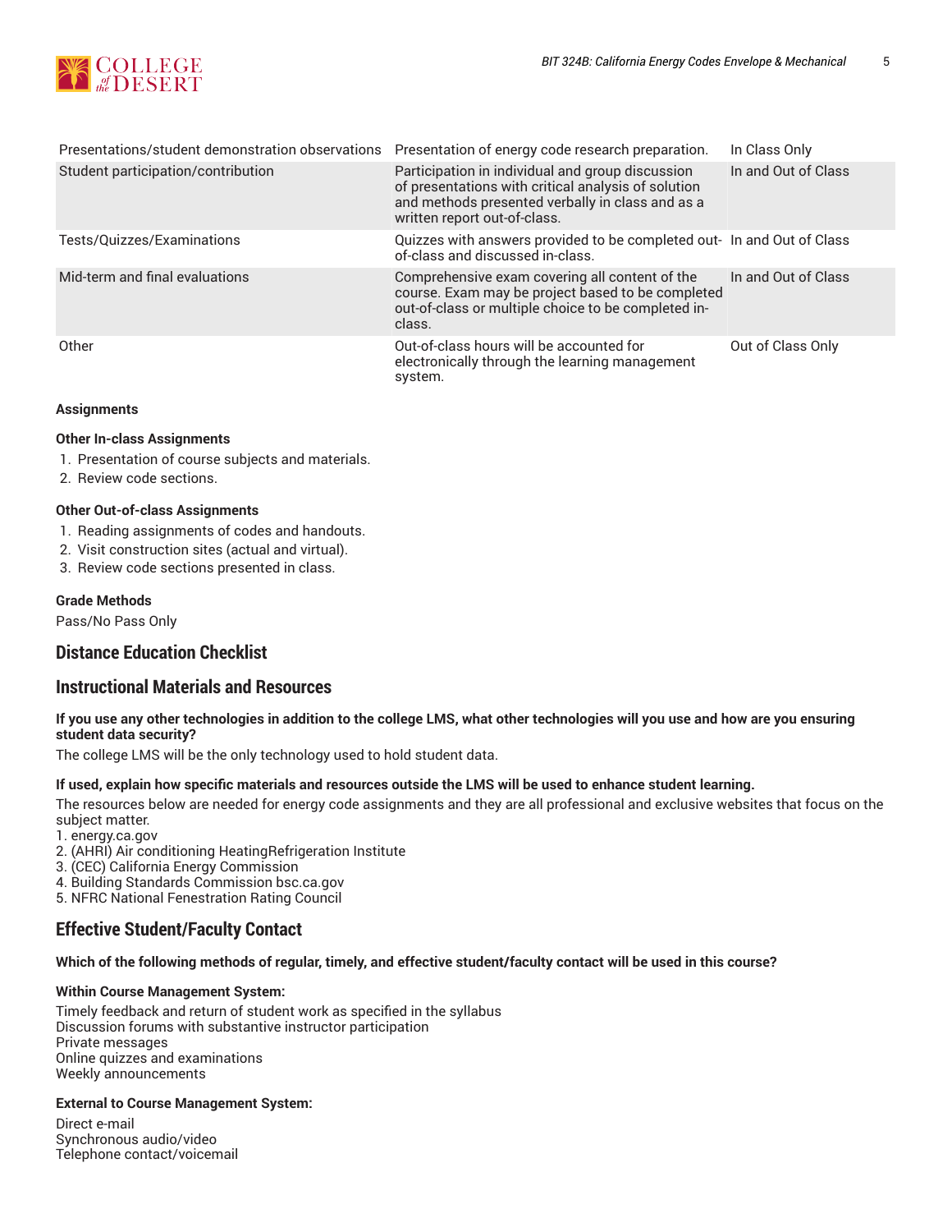| | | |
|---|---|---|
| Presentations/student demonstration observations | Presentation of energy code research preparation. | In Class Only |
| Student participation/contribution | Participation in individual and group discussion of presentations with critical analysis of solution and methods presented verbally in class and as a written report out-of-class. | In and Out of Class |
| Tests/Quizzes/Examinations | Quizzes with answers provided to be completed out-of-class and discussed in-class. | In and Out of Class |
| Mid-term and final evaluations | Comprehensive exam covering all content of the course. Exam may be project based to be completed out-of-class or multiple choice to be completed in-class. | In and Out of Class |
| Other | Out-of-class hours will be accounted for electronically through the learning management system. | Out of Class Only |

**Assignments**

**Other In-class Assignments**

1. Presentation of course subjects and materials.
2. Review code sections.

**Other Out-of-class Assignments**

1. Reading assignments of codes and handouts.
2. Visit construction sites (actual and virtual).
3. Review code sections presented in class.

**Grade Methods**

Pass/No Pass Only

## Distance Education Checklist

## Instructional Materials and Resources

**If you use any other technologies in addition to the college LMS, what other technologies will you use and how are you ensuring student data security?**

The college LMS will be the only technology used to hold student data.

**If used, explain how specific materials and resources outside the LMS will be used to enhance student learning.**

The resources below are needed for energy code assignments and they are all professional and exclusive websites that focus on the subject matter.
1. energy.ca.gov
2. (AHRI) Air conditioning HeatingRefrigeration Institute
3. (CEC) California Energy Commission
4. Building Standards Commission bsc.ca.gov
5. NFRC National Fenestration Rating Council

## Effective Student/Faculty Contact

**Which of the following methods of regular, timely, and effective student/faculty contact will be used in this course?**

**Within Course Management System:**

Timely feedback and return of student work as specified in the syllabus
Discussion forums with substantive instructor participation
Private messages
Online quizzes and examinations
Weekly announcements

**External to Course Management System:**

Direct e-mail
Synchronous audio/video
Telephone contact/voicemail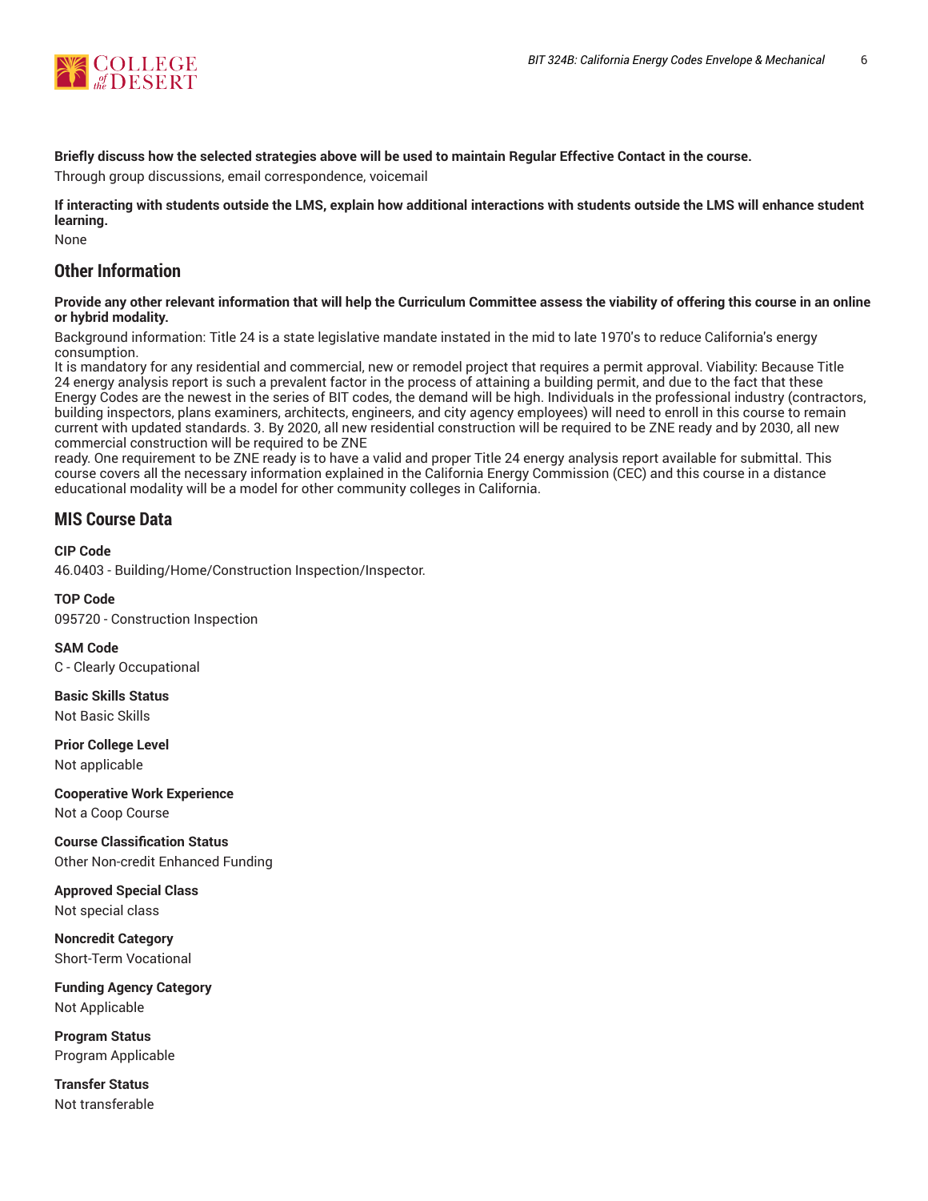**Briefly discuss how the selected strategies above will be used to maintain Regular Effective Contact in the course.**

Through group discussions, email correspondence, voicemail

**If interacting with students outside the LMS, explain how additional interactions with students outside the LMS will enhance student learning.**

None

## Other Information

**Provide any other relevant information that will help the Curriculum Committee assess the viability of offering this course in an online or hybrid modality.**

Background information: Title 24 is a state legislative mandate instated in the mid to late 1970's to reduce California's energy consumption.
It is mandatory for any residential and commercial, new or remodel project that requires a permit approval. Viability: Because Title 24 energy analysis report is such a prevalent factor in the process of attaining a building permit, and due to the fact that these Energy Codes are the newest in the series of BIT codes, the demand will be high. Individuals in the professional industry (contractors, building inspectors, plans examiners, architects, engineers, and city agency employees) will need to enroll in this course to remain current with updated standards. 3. By 2020, all new residential construction will be required to be ZNE ready and by 2030, all new commercial construction will be required to be ZNE
ready. One requirement to be ZNE ready is to have a valid and proper Title 24 energy analysis report available for submittal. This course covers all the necessary information explained in the California Energy Commission (CEC) and this course in a distance educational modality will be a model for other community colleges in California.

## MIS Course Data

**CIP Code**
46.0403 - Building/Home/Construction Inspection/Inspector.

**TOP Code**
095720 - Construction Inspection

**SAM Code**
C - Clearly Occupational

**Basic Skills Status**
Not Basic Skills

**Prior College Level**
Not applicable

**Cooperative Work Experience**
Not a Coop Course

**Course Classification Status**
Other Non-credit Enhanced Funding

**Approved Special Class**
Not special class

**Noncredit Category**
Short-Term Vocational

**Funding Agency Category**
Not Applicable

**Program Status**
Program Applicable

**Transfer Status**
Not transferable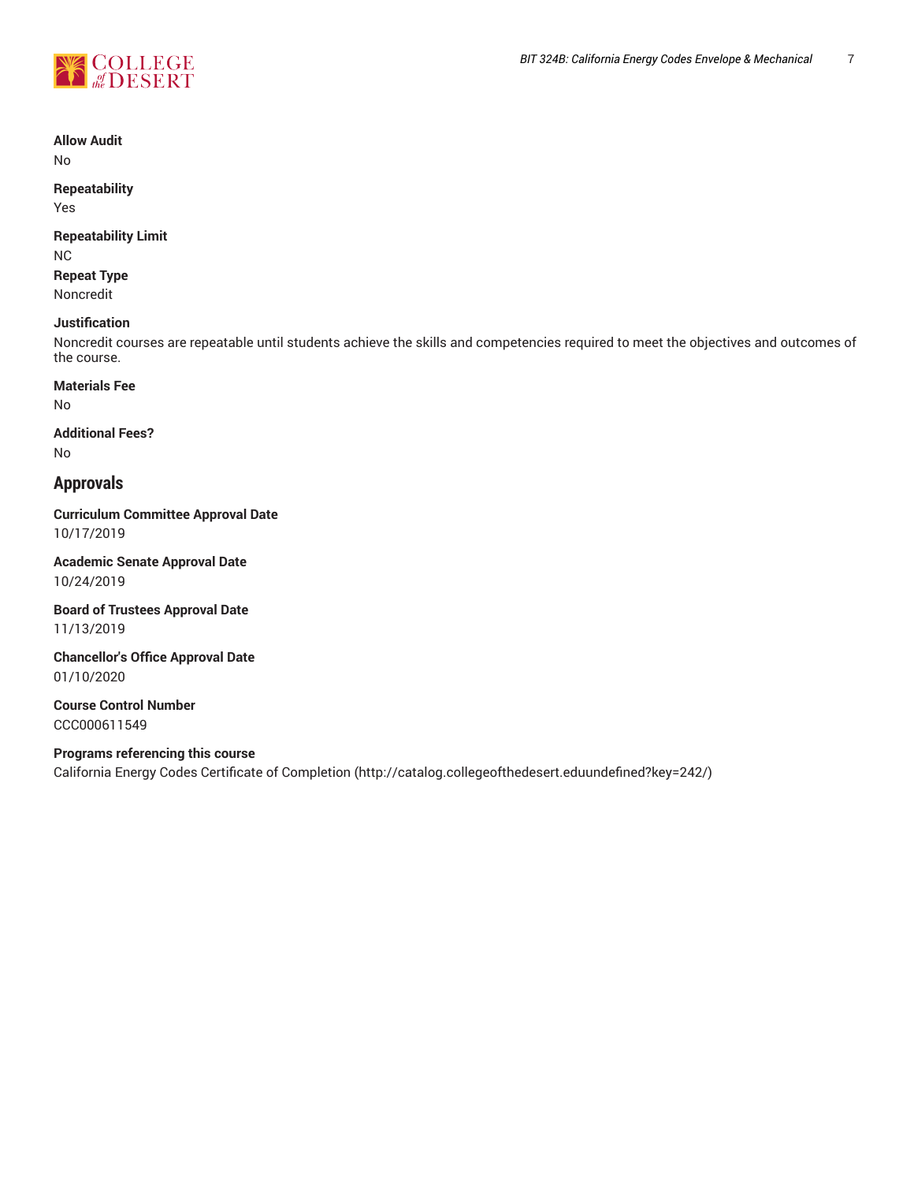**Allow Audit**

No

**Repeatability**

Yes

**Repeatability Limit**

NC

**Repeat Type**

Noncredit

**Justification**

Noncredit courses are repeatable until students achieve the skills and competencies required to meet the objectives and outcomes of the course.

**Materials Fee**

No

**Additional Fees?**

No

## Approvals

**Curriculum Committee Approval Date**

10/17/2019

**Academic Senate Approval Date**

10/24/2019

**Board of Trustees Approval Date**

11/13/2019

**Chancellor's Office Approval Date**

01/10/2020

**Course Control Number**

CCC000611549

**Programs referencing this course**

California Energy Codes Certificate of Completion (http://catalog.collegeofthedesert.eduundefined?key=242/)